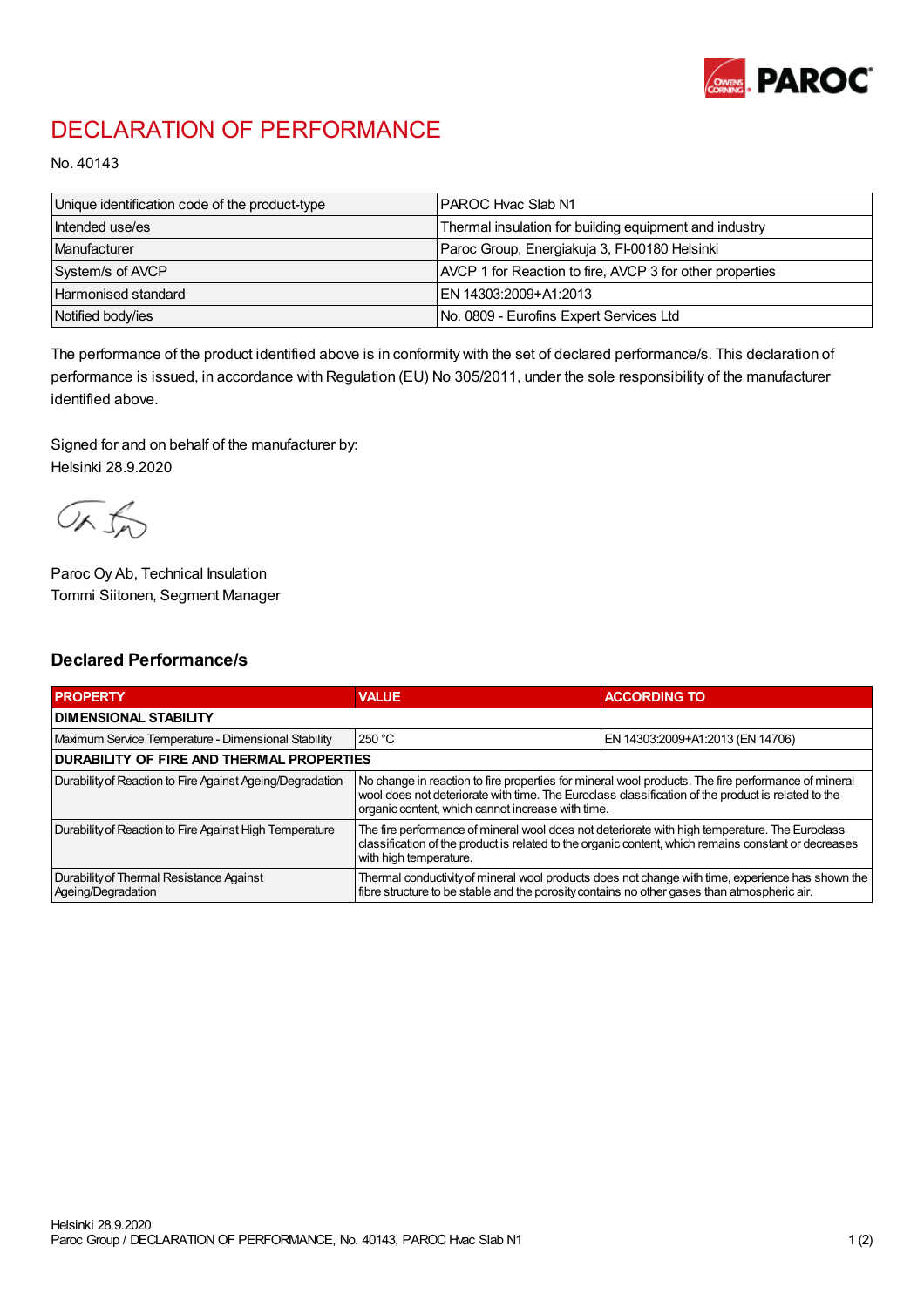# DECLARATION OF PERFORMANCE

No. 40143

| | |
|---|---|
| Unique identification code of the product-type | PAROC Hvac Slab N1 |
| Intended use/es | Thermal insulation for building equipment and industry |
| Manufacturer | Paroc Group, Energiakuja 3, FI-00180 Helsinki |
| System/s of AVCP | AVCP 1 for Reaction to fire, AVCP 3 for other properties |
| Harmonised standard | EN 14303:2009+A1:2013 |
| Notified body/ies | No. 0809 - Eurofins Expert Services Ltd |

The performance of the product identified above is in conformity with the set of declared performance/s. This declaration of performance is issued, in accordance with Regulation (EU) No 305/2011, under the sole responsibility of the manufacturer identified above.

Signed for and on behalf of the manufacturer by:
Helsinki 28.9.2020

Paroc Oy Ab, Technical Insulation
Tommi Siitonen, Segment Manager

## Declared Performance/s

| PROPERTY | VALUE | ACCORDING TO |
|---|---|---|
| **DIMENSIONAL STABILITY** | | |
| Maximum Service Temperature - Dimensional Stability | 250 °C | EN 14303:2009+A1:2013 (EN 14706) |
| **DURABILITY OF FIRE AND THERMAL PROPERTIES** | | |
| Durability of Reaction to Fire Against Ageing/Degradation | No change in reaction to fire properties for mineral wool products. The fire performance of mineral wool does not deteriorate with time. The Euroclass classification of the product is related to the organic content, which cannot increase with time. | |
| Durability of Reaction to Fire Against High Temperature | The fire performance of mineral wool does not deteriorate with high temperature. The Euroclass classification of the product is related to the organic content, which remains constant or decreases with high temperature. | |
| Durability of Thermal Resistance Against Ageing/Degradation | Thermal conductivity of mineral wool products does not change with time, experience has shown the fibre structure to be stable and the porosity contains no other gases than atmospheric air. | |

Helsinki 28.9.2020
Paroc Group / DECLARATION OF PERFORMANCE, No. 40143, PAROC Hvac Slab N1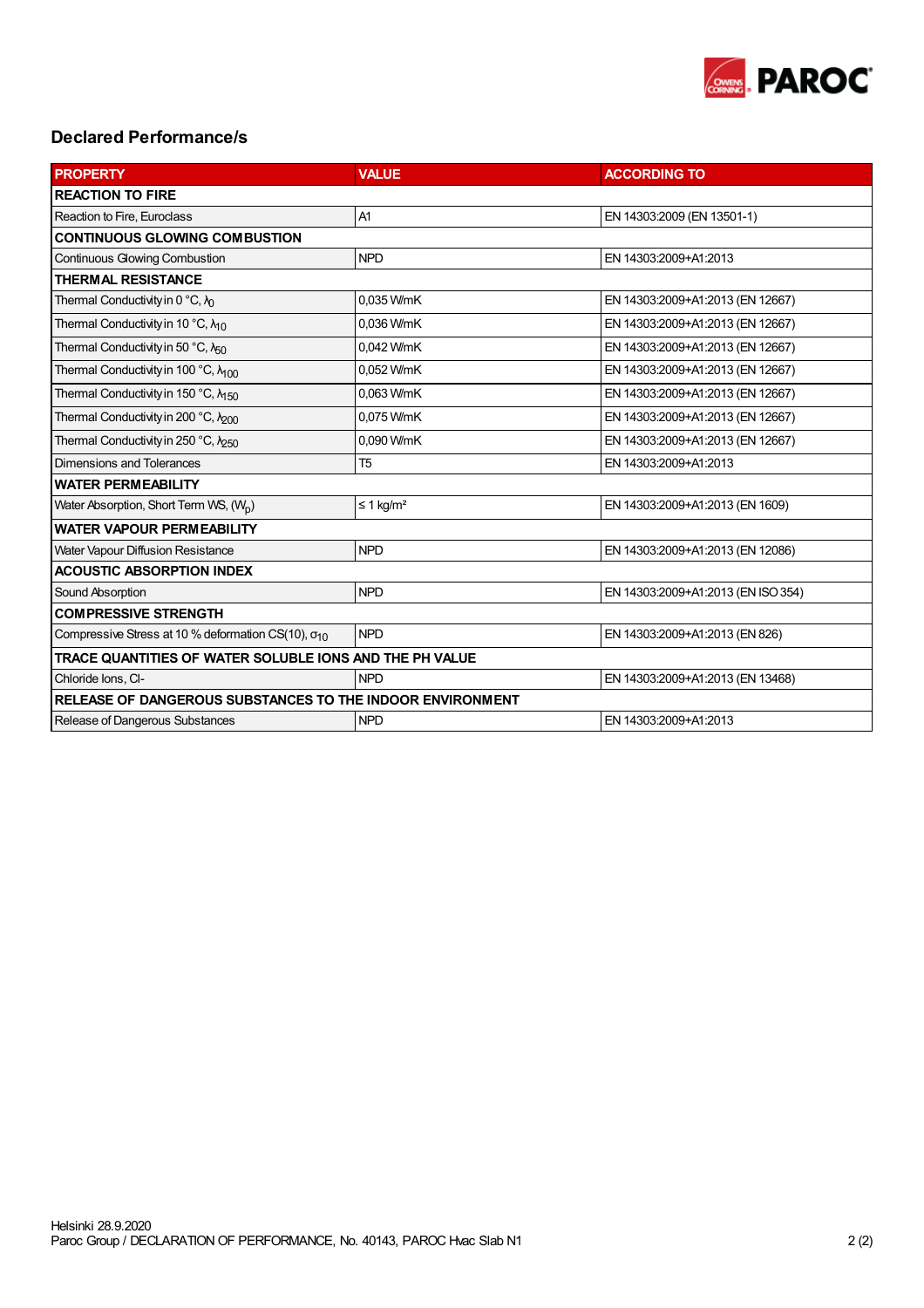## Declared Performance/s

| PROPERTY | VALUE | ACCORDING TO |
|---|---|---|
| **REACTION TO FIRE** | | |
| Reaction to Fire, Euroclass | A1 | EN 14303:2009 (EN 13501-1) |
| **CONTINUOUS GLOWING COMBUSTION** | | |
| Continuous Glowing Combustion | NPD | EN 14303:2009+A1:2013 |
| **THERMAL RESISTANCE** | | |
| Thermal Conductivity in 0 °C, $\lambda_0$ | 0,035 W/mK | EN 14303:2009+A1:2013 (EN 12667) |
| Thermal Conductivity in 10 °C, $\lambda_{10}$ | 0,036 W/mK | EN 14303:2009+A1:2013 (EN 12667) |
| Thermal Conductivity in 50 °C, $\lambda_{50}$ | 0,042 W/mK | EN 14303:2009+A1:2013 (EN 12667) |
| Thermal Conductivity in 100 °C, $\lambda_{100}$ | 0,052 W/mK | EN 14303:2009+A1:2013 (EN 12667) |
| Thermal Conductivity in 150 °C, $\lambda_{150}$ | 0,063 W/mK | EN 14303:2009+A1:2013 (EN 12667) |
| Thermal Conductivity in 200 °C, $\lambda_{200}$ | 0,075 W/mK | EN 14303:2009+A1:2013 (EN 12667) |
| Thermal Conductivity in 250 °C, $\lambda_{250}$ | 0,090 W/mK | EN 14303:2009+A1:2013 (EN 12667) |
| Dimensions and Tolerances | T5 | EN 14303:2009+A1:2013 |
| **WATER PERMEABILITY** | | |
| Water Absorption, Short Term WS, ($W_p$) | ≤ 1 kg/m² | EN 14303:2009+A1:2013 (EN 1609) |
| **WATER VAPOUR PERMEABILITY** | | |
| Water Vapour Diffusion Resistance | NPD | EN 14303:2009+A1:2013 (EN 12086) |
| **ACOUSTIC ABSORPTION INDEX** | | |
| Sound Absorption | NPD | EN 14303:2009+A1:2013 (EN ISO 354) |
| **COMPRESSIVE STRENGTH** | | |
| Compressive Stress at 10 % deformation CS(10), $\sigma_{10}$ | NPD | EN 14303:2009+A1:2013 (EN 826) |
| **TRACE QUANTITIES OF WATER SOLUBLE IONS AND THE PH VALUE** | | |
| Chloride Ions, Cl- | NPD | EN 14303:2009+A1:2013 (EN 13468) |
| **RELEASE OF DANGEROUS SUBSTANCES TO THE INDOOR ENVIRONMENT** | | |
| Release of Dangerous Substances | NPD | EN 14303:2009+A1:2013 |

Helsinki 28.9.2020
Paroc Group / DECLARATION OF PERFORMANCE, No. 40143, PAROC Hvac Slab N1